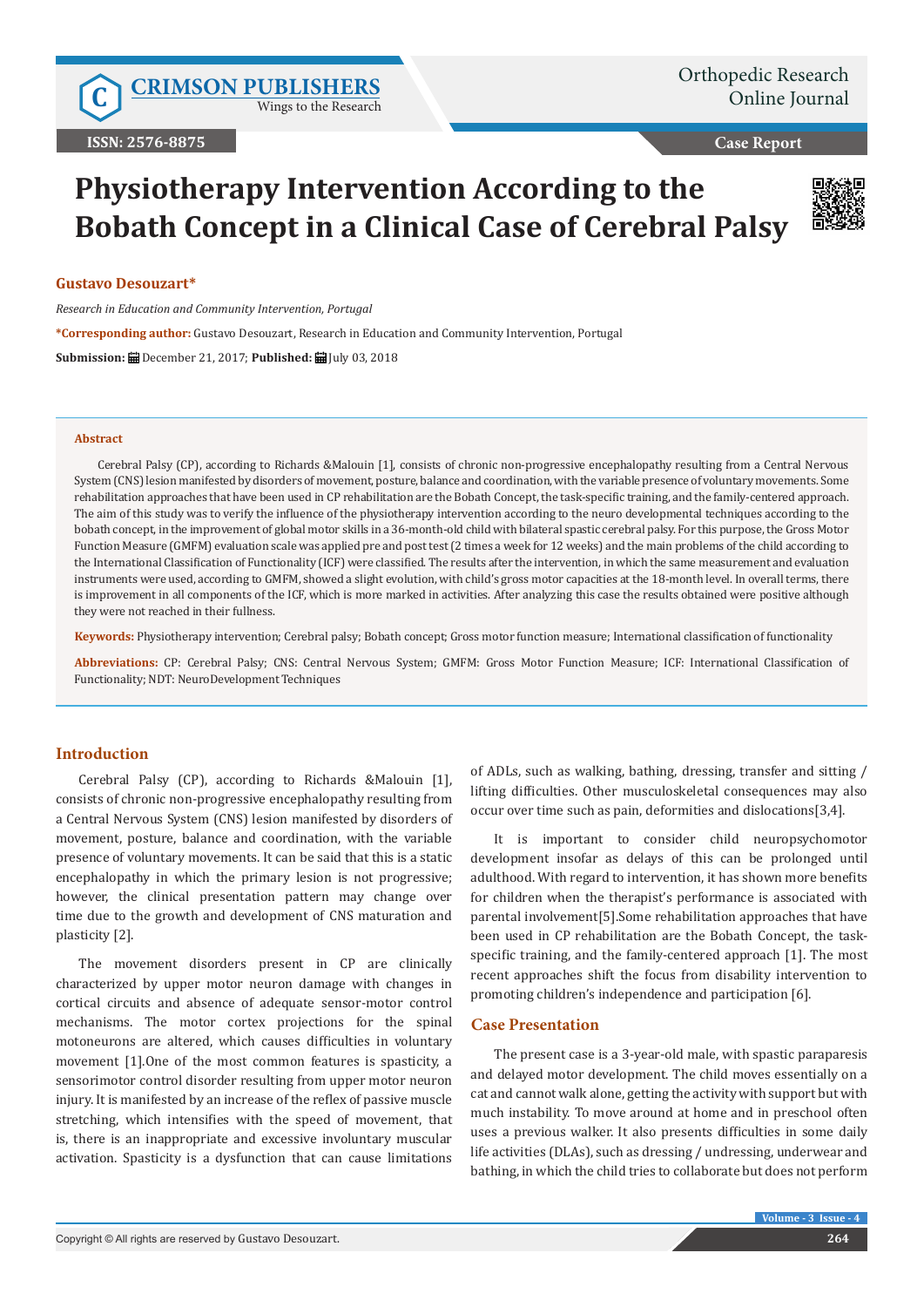# Physiotherapy Intervention According to the Bobath Concept in a Clinical Case of Cerebral Palsy

**Gustavo Desouzart***

*Research in Education and Community Intervention, Portugal*

**\*Corresponding author:** Gustavo Desouzart, Research in Education and Community Intervention, Portugal

**Submission:** December 21, 2017; **Published:** July 03, 2018

## Abstract

Cerebral Palsy (CP), according to Richards &Malouin [1], consists of chronic non-progressive encephalopathy resulting from a Central Nervous System (CNS) lesion manifested by disorders of movement, posture, balance and coordination, with the variable presence of voluntary movements. Some rehabilitation approaches that have been used in CP rehabilitation are the Bobath Concept, the task-specific training, and the family-centered approach. The aim of this study was to verify the influence of the physiotherapy intervention according to the neuro developmental techniques according to the bobath concept, in the improvement of global motor skills in a 36-month-old child with bilateral spastic cerebral palsy. For this purpose, the Gross Motor Function Measure (GMFM) evaluation scale was applied pre and post test (2 times a week for 12 weeks) and the main problems of the child according to the International Classification of Functionality (ICF) were classified. The results after the intervention, in which the same measurement and evaluation instruments were used, according to GMFM, showed a slight evolution, with child's gross motor capacities at the 18-month level. In overall terms, there is improvement in all components of the ICF, which is more marked in activities. After analyzing this case the results obtained were positive although they were not reached in their fullness.

**Keywords:** Physiotherapy intervention; Cerebral palsy; Bobath concept; Gross motor function measure; International classification of functionality

**Abbreviations:** CP: Cerebral Palsy; CNS: Central Nervous System; GMFM: Gross Motor Function Measure; ICF: International Classification of Functionality; NDT: NeuroDevelopment Techniques

## Introduction

Cerebral Palsy (CP), according to Richards &Malouin [1], consists of chronic non-progressive encephalopathy resulting from a Central Nervous System (CNS) lesion manifested by disorders of movement, posture, balance and coordination, with the variable presence of voluntary movements. It can be said that this is a static encephalopathy in which the primary lesion is not progressive; however, the clinical presentation pattern may change over time due to the growth and development of CNS maturation and plasticity [2].

The movement disorders present in CP are clinically characterized by upper motor neuron damage with changes in cortical circuits and absence of adequate sensor-motor control mechanisms. The motor cortex projections for the spinal motoneurons are altered, which causes difficulties in voluntary movement [1].One of the most common features is spasticity, a sensorimotor control disorder resulting from upper motor neuron injury. It is manifested by an increase of the reflex of passive muscle stretching, which intensifies with the speed of movement, that is, there is an inappropriate and excessive involuntary muscular activation. Spasticity is a dysfunction that can cause limitations of ADLs, such as walking, bathing, dressing, transfer and sitting / lifting difficulties. Other musculoskeletal consequences may also occur over time such as pain, deformities and dislocations[3,4].

It is important to consider child neuropsychomotor development insofar as delays of this can be prolonged until adulthood. With regard to intervention, it has shown more benefits for children when the therapist's performance is associated with parental involvement[5].Some rehabilitation approaches that have been used in CP rehabilitation are the Bobath Concept, the task-specific training, and the family-centered approach [1]. The most recent approaches shift the focus from disability intervention to promoting children's independence and participation [6].

## Case Presentation

The present case is a 3-year-old male, with spastic paraparesis and delayed motor development. The child moves essentially on a cat and cannot walk alone, getting the activity with support but with much instability. To move around at home and in preschool often uses a previous walker. It also presents difficulties in some daily life activities (DLAs), such as dressing / undressing, underwear and bathing, in which the child tries to collaborate but does not perform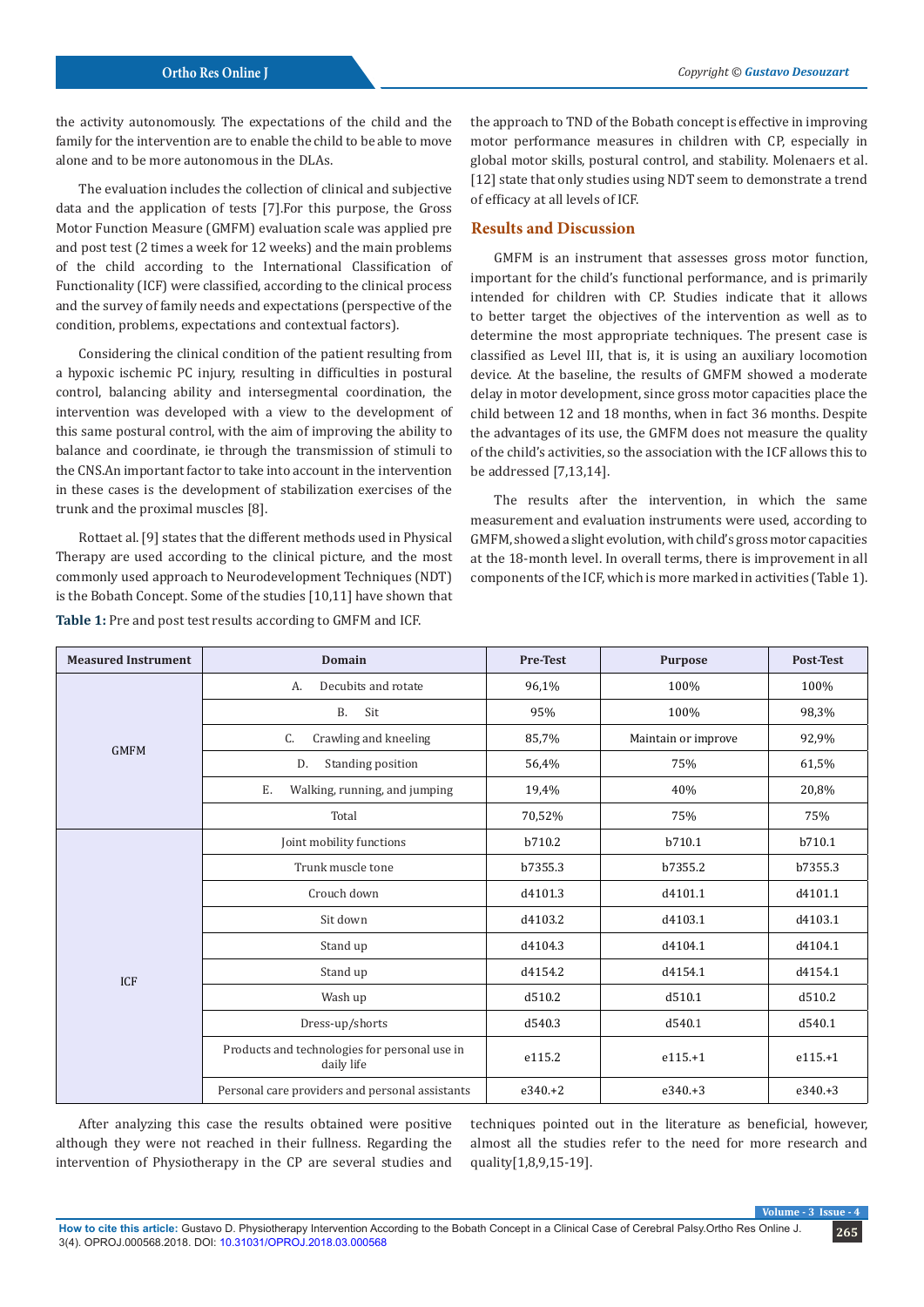the activity autonomously. The expectations of the child and the family for the intervention are to enable the child to be able to move alone and to be more autonomous in the DLAs.

The evaluation includes the collection of clinical and subjective data and the application of tests [7].For this purpose, the Gross Motor Function Measure (GMFM) evaluation scale was applied pre and post test (2 times a week for 12 weeks) and the main problems of the child according to the International Classification of Functionality (ICF) were classified, according to the clinical process and the survey of family needs and expectations (perspective of the condition, problems, expectations and contextual factors).

Considering the clinical condition of the patient resulting from a hypoxic ischemic PC injury, resulting in difficulties in postural control, balancing ability and intersegmental coordination, the intervention was developed with a view to the development of this same postural control, with the aim of improving the ability to balance and coordinate, ie through the transmission of stimuli to the CNS.An important factor to take into account in the intervention in these cases is the development of stabilization exercises of the trunk and the proximal muscles [8].

Rottaet al. [9] states that the different methods used in Physical Therapy are used according to the clinical picture, and the most commonly used approach to Neurodevelopment Techniques (NDT) is the Bobath Concept. Some of the studies [10,11] have shown that the approach to TND of the Bobath concept is effective in improving motor performance measures in children with CP, especially in global motor skills, postural control, and stability. Molenaers et al. [12] state that only studies using NDT seem to demonstrate a trend of efficacy at all levels of ICF.

## Results and Discussion

GMFM is an instrument that assesses gross motor function, important for the child's functional performance, and is primarily intended for children with CP. Studies indicate that it allows to better target the objectives of the intervention as well as to determine the most appropriate techniques. The present case is classified as Level III, that is, it is using an auxiliary locomotion device. At the baseline, the results of GMFM showed a moderate delay in motor development, since gross motor capacities place the child between 12 and 18 months, when in fact 36 months. Despite the advantages of its use, the GMFM does not measure the quality of the child's activities, so the association with the ICF allows this to be addressed [7,13,14].

The results after the intervention, in which the same measurement and evaluation instruments were used, according to GMFM, showed a slight evolution, with child's gross motor capacities at the 18-month level. In overall terms, there is improvement in all components of the ICF, which is more marked in activities (Table 1).

**Table 1:** Pre and post test results according to GMFM and ICF.

| Measured Instrument | Domain | Pre-Test | Purpose | Post-Test |
|---|---|---|---|---|
| GMFM | A. Decubits and rotate | 96,1% | 100% | 100% |
| | B. Sit | 95% | 100% | 98,3% |
| | C. Crawling and kneeling | 85,7% | Maintain or improve | 92,9% |
| | D. Standing position | 56,4% | 75% | 61,5% |
| | E. Walking, running, and jumping | 19,4% | 40% | 20,8% |
| | Total | 70,52% | 75% | 75% |
| ICF | Joint mobility functions | b710.2 | b710.1 | b710.1 |
| | Trunk muscle tone | b7355.3 | b7355.2 | b7355.3 |
| | Crouch down | d4101.3 | d4101.1 | d4101.1 |
| | Sit down | d4103.2 | d4103.1 | d4103.1 |
| | Stand up | d4104.3 | d4104.1 | d4104.1 |
| | Stand up | d4154.2 | d4154.1 | d4154.1 |
| | Wash up | d510.2 | d510.1 | d510.2 |
| | Dress-up/shorts | d540.3 | d540.1 | d540.1 |
| | Products and technologies for personal use in daily life | e115.2 | e115.+1 | e115.+1 |
| | Personal care providers and personal assistants | e340.+2 | e340.+3 | e340.+3 |

After analyzing this case the results obtained were positive although they were not reached in their fullness. Regarding the intervention of Physiotherapy in the CP are several studies and techniques pointed out in the literature as beneficial, however, almost all the studies refer to the need for more research and quality[1,8,9,15-19].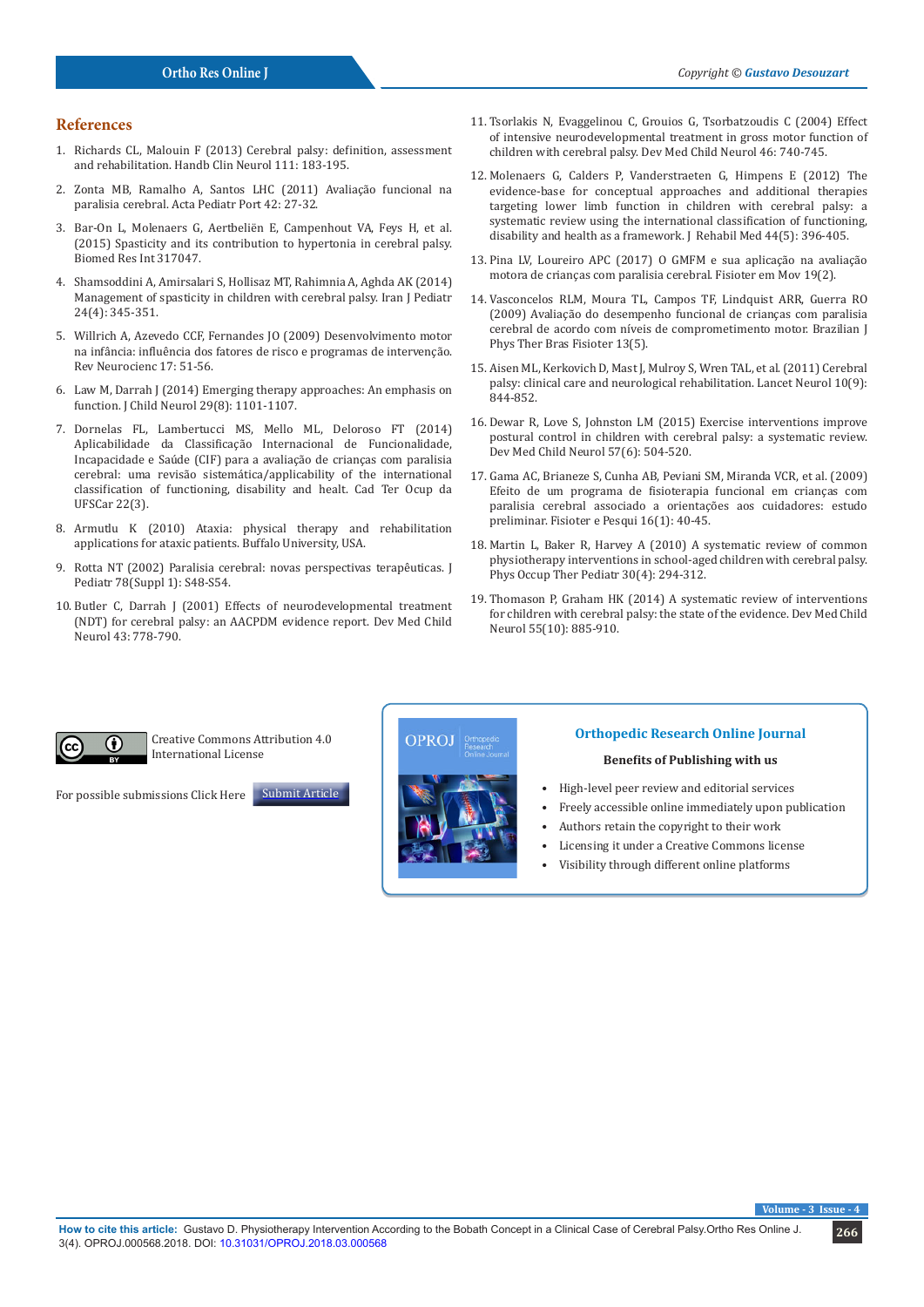## References

1. Richards CL, Malouin F (2013) Cerebral palsy: definition, assessment and rehabilitation. Handb Clin Neurol 111: 183-195.
2. Zonta MB, Ramalho A, Santos LHC (2011) Avaliação funcional na paralisia cerebral. Acta Pediatr Port 42: 27-32.
3. Bar-On L, Molenaers G, Aertbeliën E, Campenhout VA, Feys H, et al. (2015) Spasticity and its contribution to hypertonia in cerebral palsy. Biomed Res Int 317047.
4. Shamsoddini A, Amirsalari S, Hollisaz MT, Rahimnia A, Aghda AK (2014) Management of spasticity in children with cerebral palsy. Iran J Pediatr 24(4): 345-351.
5. Willrich A, Azevedo CCF, Fernandes JO (2009) Desenvolvimento motor na infância: influência dos fatores de risco e programas de intervenção. Rev Neurocienc 17: 51-56.
6. Law M, Darrah J (2014) Emerging therapy approaches: An emphasis on function. J Child Neurol 29(8): 1101-1107.
7. Dornelas FL, Lambertucci MS, Mello ML, Deloroso FT (2014) Aplicabilidade da Classificação Internacional de Funcionalidade, Incapacidade e Saúde (CIF) para a avaliação de crianças com paralisia cerebral: uma revisão sistemática/applicability of the international classification of functioning, disability and healt. Cad Ter Ocup da UFSCar 22(3).
8. Armutlu K (2010) Ataxia: physical therapy and rehabilitation applications for ataxic patients. Buffalo University, USA.
9. Rotta NT (2002) Paralisia cerebral: novas perspectivas terapêuticas. J Pediatr 78(Suppl 1): S48-S54.
10. Butler C, Darrah J (2001) Effects of neurodevelopmental treatment (NDT) for cerebral palsy: an AACPDM evidence report. Dev Med Child Neurol 43: 778-790.
11. Tsorlakis N, Evaggelinou C, Grouios G, Tsorbatzoudis C (2004) Effect of intensive neurodevelopmental treatment in gross motor function of children with cerebral palsy. Dev Med Child Neurol 46: 740-745.
12. Molenaers G, Calders P, Vanderstraeten G, Himpens E (2012) The evidence-base for conceptual approaches and additional therapies targeting lower limb function in children with cerebral palsy: a systematic review using the international classification of functioning, disability and health as a framework. J Rehabil Med 44(5): 396-405.
13. Pina LV, Loureiro APC (2017) O GMFM e sua aplicação na avaliação motora de crianças com paralisia cerebral. Fisioter em Mov 19(2).
14. Vasconcelos RLM, Moura TL, Campos TF, Lindquist ARR, Guerra RO (2009) Avaliação do desempenho funcional de crianças com paralisia cerebral de acordo com níveis de comprometimento motor. Brazilian J Phys Ther Bras Fisioter 13(5).
15. Aisen ML, Kerkovich D, Mast J, Mulroy S, Wren TAL, et al. (2011) Cerebral palsy: clinical care and neurological rehabilitation. Lancet Neurol 10(9): 844-852.
16. Dewar R, Love S, Johnston LM (2015) Exercise interventions improve postural control in children with cerebral palsy: a systematic review. Dev Med Child Neurol 57(6): 504-520.
17. Gama AC, Brianeze S, Cunha AB, Peviani SM, Miranda VCR, et al. (2009) Efeito de um programa de fisioterapia funcional em crianças com paralisia cerebral associado a orientações aos cuidadores: estudo preliminar. Fisioter e Pesqui 16(1): 40-45.
18. Martin L, Baker R, Harvey A (2010) A systematic review of common physiotherapy interventions in school-aged children with cerebral palsy. Phys Occup Ther Pediatr 30(4): 294-312.
19. Thomason P, Graham HK (2014) A systematic review of interventions for children with cerebral palsy: the state of the evidence. Dev Med Child Neurol 55(10): 885-910.

Creative Commons Attribution 4.0 International License

For possible submissions Click Here Submit Article

**Orthopedic Research Online Journal**

**Benefits of Publishing with us**

- High-level peer review and editorial services
- Freely accessible online immediately upon publication
- Authors retain the copyright to their work
- Licensing it under a Creative Commons license
- Visibility through different online platforms

**How to cite this article:** Gustavo D. Physiotherapy Intervention According to the Bobath Concept in a Clinical Case of Cerebral Palsy.Ortho Res Online J. 3(4). OPROJ.000568.2018. DOI: 10.31031/OPROJ.2018.03.000568